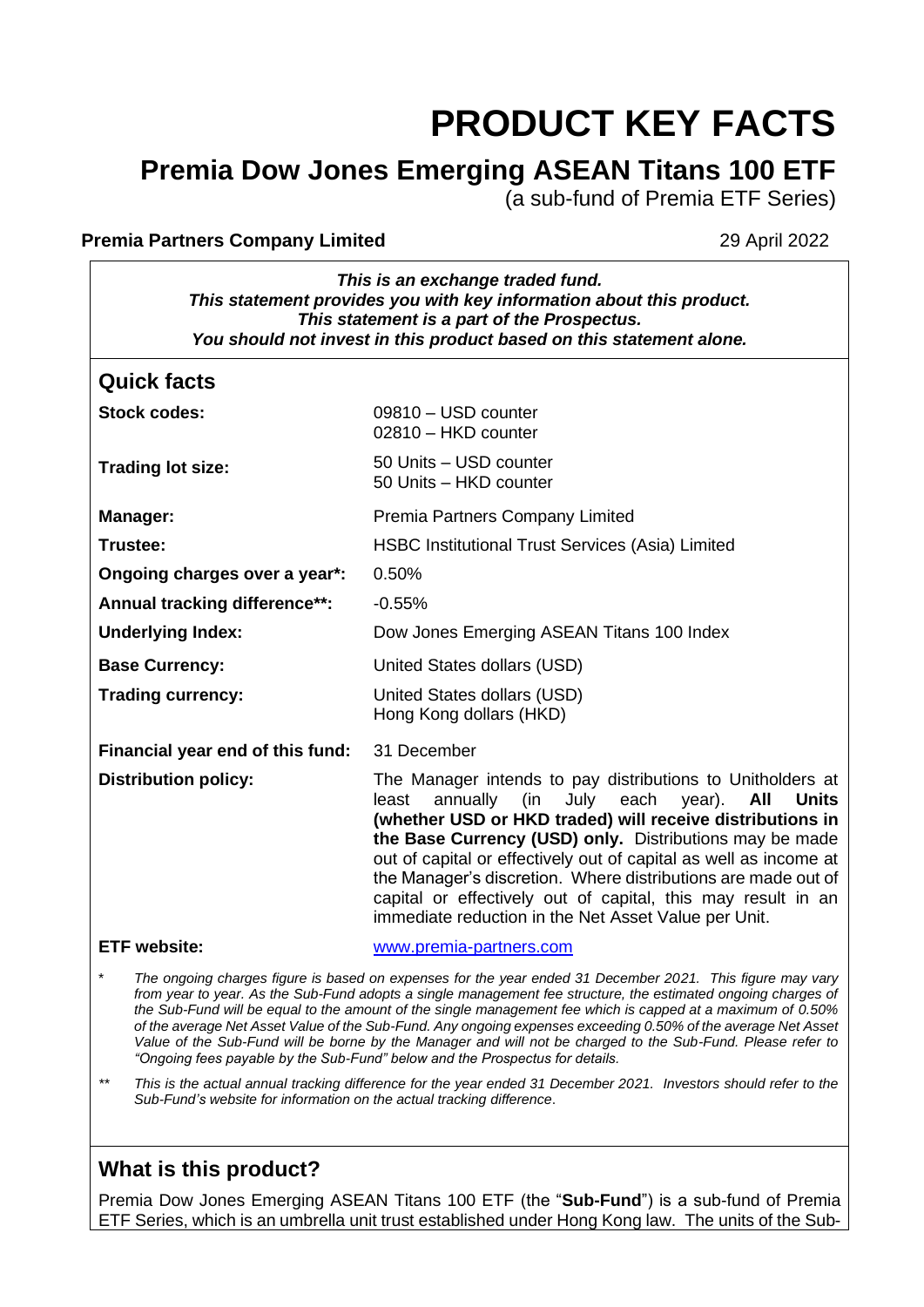# PRODUCT KEY FACTS

## Premia Dow Jones Emerging ASEAN Titans 100 ETF

(a sub-fund of Premia ETF Series)

**Premia Partners Company Limited** 29 April 2022

***This is an exchange traded fund.***
***This statement provides you with key information about this product.***
***This statement is a part of the Prospectus.***
***You should not invest in this product based on this statement alone.***

## Quick facts

| | |
|---|---|
| **Stock codes:** | 09810 – USD counter<br>02810 – HKD counter |
| **Trading lot size:** | 50 Units – USD counter<br>50 Units – HKD counter |
| **Manager:** | Premia Partners Company Limited |
| **Trustee:** | HSBC Institutional Trust Services (Asia) Limited |
| **Ongoing charges over a year*:** | 0.50% |
| **Annual tracking difference**:** | -0.55% |
| **Underlying Index:** | Dow Jones Emerging ASEAN Titans 100 Index |
| **Base Currency:** | United States dollars (USD) |
| **Trading currency:** | United States dollars (USD)<br>Hong Kong dollars (HKD) |
| **Financial year end of this fund:** | 31 December |
| **Distribution policy:** | The Manager intends to pay distributions to Unitholders at least annually (in July each year). **All Units (whether USD or HKD traded) will receive distributions in the Base Currency (USD) only.** Distributions may be made out of capital or effectively out of capital as well as income at the Manager's discretion. Where distributions are made out of capital or effectively out of capital, this may result in an immediate reduction in the Net Asset Value per Unit. |
| **ETF website:** | www.premia-partners.com |

\* *The ongoing charges figure is based on expenses for the year ended 31 December 2021. This figure may vary from year to year. As the Sub-Fund adopts a single management fee structure, the estimated ongoing charges of the Sub-Fund will be equal to the amount of the single management fee which is capped at a maximum of 0.50% of the average Net Asset Value of the Sub-Fund. Any ongoing expenses exceeding 0.50% of the average Net Asset Value of the Sub-Fund will be borne by the Manager and will not be charged to the Sub-Fund. Please refer to "Ongoing fees payable by the Sub-Fund" below and the Prospectus for details.*

\*\* *This is the actual annual tracking difference for the year ended 31 December 2021. Investors should refer to the Sub-Fund's website for information on the actual tracking difference.*

## What is this product?

Premia Dow Jones Emerging ASEAN Titans 100 ETF (the "**Sub-Fund**") is a sub-fund of Premia ETF Series, which is an umbrella unit trust established under Hong Kong law. The units of the Sub-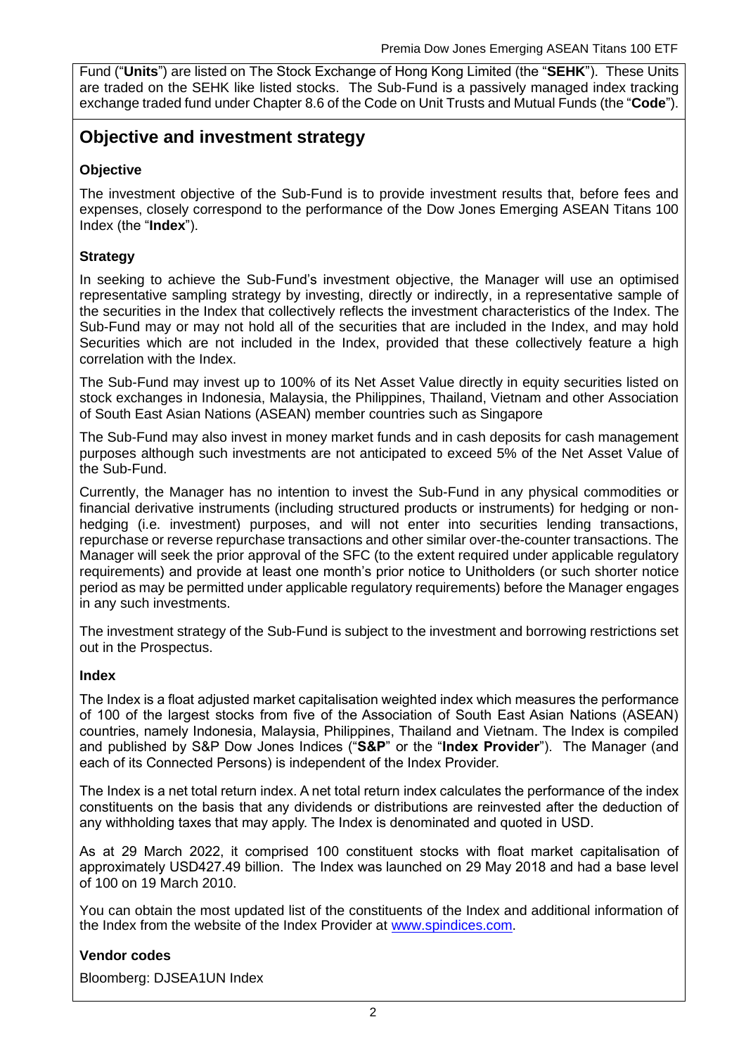Fund ("**Units**") are listed on The Stock Exchange of Hong Kong Limited (the "**SEHK**"). These Units are traded on the SEHK like listed stocks. The Sub-Fund is a passively managed index tracking exchange traded fund under Chapter 8.6 of the Code on Unit Trusts and Mutual Funds (the "**Code**").

## Objective and investment strategy

### Objective

The investment objective of the Sub-Fund is to provide investment results that, before fees and expenses, closely correspond to the performance of the Dow Jones Emerging ASEAN Titans 100 Index (the "**Index**").

### Strategy

In seeking to achieve the Sub-Fund's investment objective, the Manager will use an optimised representative sampling strategy by investing, directly or indirectly, in a representative sample of the securities in the Index that collectively reflects the investment characteristics of the Index. The Sub-Fund may or may not hold all of the securities that are included in the Index, and may hold Securities which are not included in the Index, provided that these collectively feature a high correlation with the Index.

The Sub-Fund may invest up to 100% of its Net Asset Value directly in equity securities listed on stock exchanges in Indonesia, Malaysia, the Philippines, Thailand, Vietnam and other Association of South East Asian Nations (ASEAN) member countries such as Singapore

The Sub-Fund may also invest in money market funds and in cash deposits for cash management purposes although such investments are not anticipated to exceed 5% of the Net Asset Value of the Sub-Fund.

Currently, the Manager has no intention to invest the Sub-Fund in any physical commodities or financial derivative instruments (including structured products or instruments) for hedging or non-hedging (i.e. investment) purposes, and will not enter into securities lending transactions, repurchase or reverse repurchase transactions and other similar over-the-counter transactions. The Manager will seek the prior approval of the SFC (to the extent required under applicable regulatory requirements) and provide at least one month's prior notice to Unitholders (or such shorter notice period as may be permitted under applicable regulatory requirements) before the Manager engages in any such investments.

The investment strategy of the Sub-Fund is subject to the investment and borrowing restrictions set out in the Prospectus.

### Index

The Index is a float adjusted market capitalisation weighted index which measures the performance of 100 of the largest stocks from five of the Association of South East Asian Nations (ASEAN) countries, namely Indonesia, Malaysia, Philippines, Thailand and Vietnam. The Index is compiled and published by S&P Dow Jones Indices ("**S&P**" or the "**Index Provider**"). The Manager (and each of its Connected Persons) is independent of the Index Provider.

The Index is a net total return index. A net total return index calculates the performance of the index constituents on the basis that any dividends or distributions are reinvested after the deduction of any withholding taxes that may apply. The Index is denominated and quoted in USD.

As at 29 March 2022, it comprised 100 constituent stocks with float market capitalisation of approximately USD427.49 billion. The Index was launched on 29 May 2018 and had a base level of 100 on 19 March 2010.

You can obtain the most updated list of the constituents of the Index and additional information of the Index from the website of the Index Provider at www.spindices.com.

### Vendor codes

Bloomberg: DJSEA1UN Index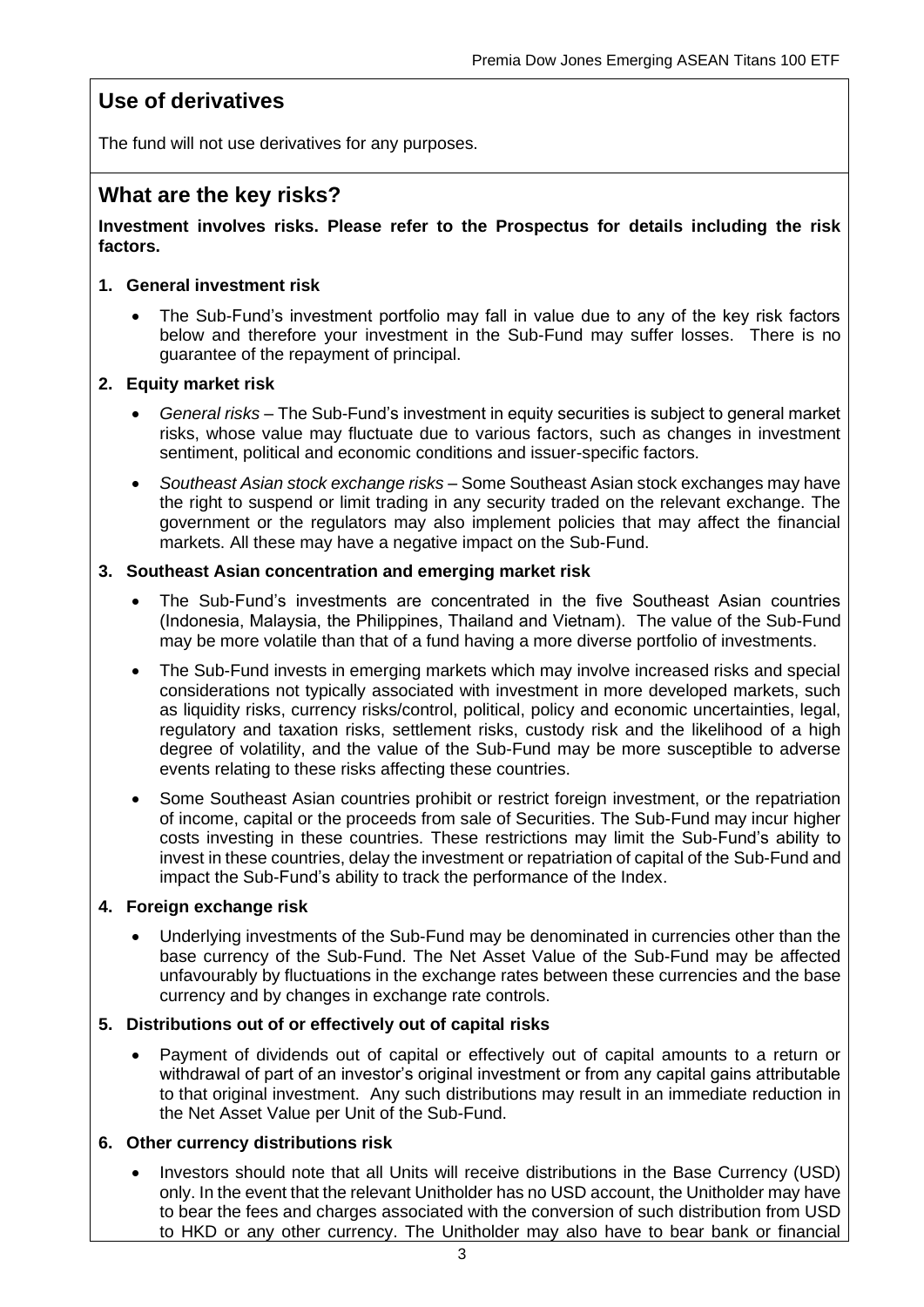## Use of derivatives

The fund will not use derivatives for any purposes.

## What are the key risks?

**Investment involves risks. Please refer to the Prospectus for details including the risk factors.**

### 1. General investment risk

- The Sub-Fund's investment portfolio may fall in value due to any of the key risk factors below and therefore your investment in the Sub-Fund may suffer losses. There is no guarantee of the repayment of principal.

### 2. Equity market risk

- *General risks* – The Sub-Fund's investment in equity securities is subject to general market risks, whose value may fluctuate due to various factors, such as changes in investment sentiment, political and economic conditions and issuer-specific factors.
- *Southeast Asian stock exchange risks* – Some Southeast Asian stock exchanges may have the right to suspend or limit trading in any security traded on the relevant exchange. The government or the regulators may also implement policies that may affect the financial markets. All these may have a negative impact on the Sub-Fund.

### 3. Southeast Asian concentration and emerging market risk

- The Sub-Fund's investments are concentrated in the five Southeast Asian countries (Indonesia, Malaysia, the Philippines, Thailand and Vietnam). The value of the Sub-Fund may be more volatile than that of a fund having a more diverse portfolio of investments.
- The Sub-Fund invests in emerging markets which may involve increased risks and special considerations not typically associated with investment in more developed markets, such as liquidity risks, currency risks/control, political, policy and economic uncertainties, legal, regulatory and taxation risks, settlement risks, custody risk and the likelihood of a high degree of volatility, and the value of the Sub-Fund may be more susceptible to adverse events relating to these risks affecting these countries.
- Some Southeast Asian countries prohibit or restrict foreign investment, or the repatriation of income, capital or the proceeds from sale of Securities. The Sub-Fund may incur higher costs investing in these countries. These restrictions may limit the Sub-Fund's ability to invest in these countries, delay the investment or repatriation of capital of the Sub-Fund and impact the Sub-Fund's ability to track the performance of the Index.

### 4. Foreign exchange risk

- Underlying investments of the Sub-Fund may be denominated in currencies other than the base currency of the Sub-Fund. The Net Asset Value of the Sub-Fund may be affected unfavourably by fluctuations in the exchange rates between these currencies and the base currency and by changes in exchange rate controls.

### 5. Distributions out of or effectively out of capital risks

- Payment of dividends out of capital or effectively out of capital amounts to a return or withdrawal of part of an investor's original investment or from any capital gains attributable to that original investment. Any such distributions may result in an immediate reduction in the Net Asset Value per Unit of the Sub-Fund.

### 6. Other currency distributions risk

- Investors should note that all Units will receive distributions in the Base Currency (USD) only. In the event that the relevant Unitholder has no USD account, the Unitholder may have to bear the fees and charges associated with the conversion of such distribution from USD to HKD or any other currency. The Unitholder may also have to bear bank or financial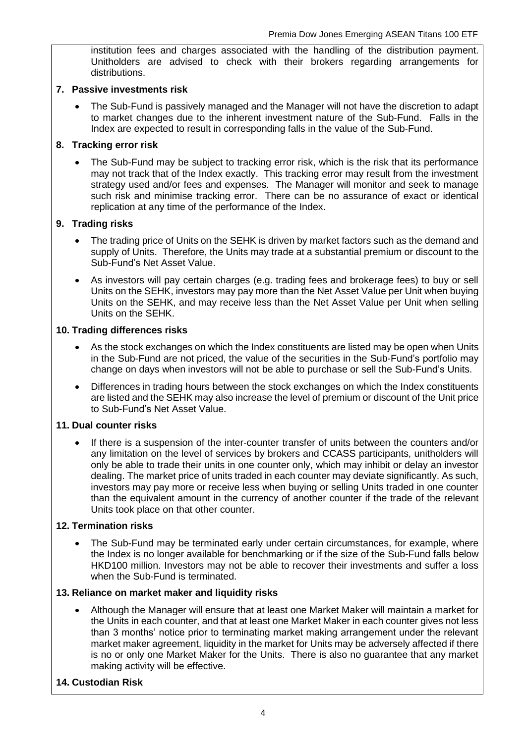institution fees and charges associated with the handling of the distribution payment. Unitholders are advised to check with their brokers regarding arrangements for distributions.

**7. Passive investments risk**

- The Sub-Fund is passively managed and the Manager will not have the discretion to adapt to market changes due to the inherent investment nature of the Sub-Fund. Falls in the Index are expected to result in corresponding falls in the value of the Sub-Fund.

**8. Tracking error risk**

- The Sub-Fund may be subject to tracking error risk, which is the risk that its performance may not track that of the Index exactly. This tracking error may result from the investment strategy used and/or fees and expenses. The Manager will monitor and seek to manage such risk and minimise tracking error. There can be no assurance of exact or identical replication at any time of the performance of the Index.

**9. Trading risks**

- The trading price of Units on the SEHK is driven by market factors such as the demand and supply of Units. Therefore, the Units may trade at a substantial premium or discount to the Sub-Fund's Net Asset Value.
- As investors will pay certain charges (e.g. trading fees and brokerage fees) to buy or sell Units on the SEHK, investors may pay more than the Net Asset Value per Unit when buying Units on the SEHK, and may receive less than the Net Asset Value per Unit when selling Units on the SEHK.

**10. Trading differences risks**

- As the stock exchanges on which the Index constituents are listed may be open when Units in the Sub-Fund are not priced, the value of the securities in the Sub-Fund's portfolio may change on days when investors will not be able to purchase or sell the Sub-Fund's Units.
- Differences in trading hours between the stock exchanges on which the Index constituents are listed and the SEHK may also increase the level of premium or discount of the Unit price to Sub-Fund's Net Asset Value.

**11. Dual counter risks**

- If there is a suspension of the inter-counter transfer of units between the counters and/or any limitation on the level of services by brokers and CCASS participants, unitholders will only be able to trade their units in one counter only, which may inhibit or delay an investor dealing. The market price of units traded in each counter may deviate significantly. As such, investors may pay more or receive less when buying or selling Units traded in one counter than the equivalent amount in the currency of another counter if the trade of the relevant Units took place on that other counter.

**12. Termination risks**

- The Sub-Fund may be terminated early under certain circumstances, for example, where the Index is no longer available for benchmarking or if the size of the Sub-Fund falls below HKD100 million. Investors may not be able to recover their investments and suffer a loss when the Sub-Fund is terminated.

**13. Reliance on market maker and liquidity risks**

- Although the Manager will ensure that at least one Market Maker will maintain a market for the Units in each counter, and that at least one Market Maker in each counter gives not less than 3 months' notice prior to terminating market making arrangement under the relevant market maker agreement, liquidity in the market for Units may be adversely affected if there is no or only one Market Maker for the Units. There is also no guarantee that any market making activity will be effective.

**14. Custodian Risk**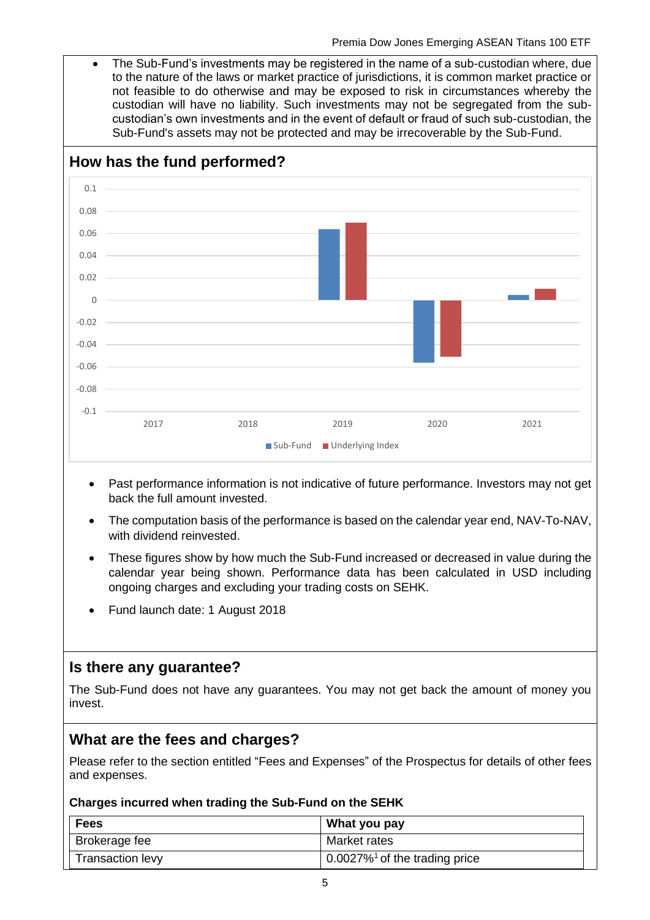- The Sub-Fund's investments may be registered in the name of a sub-custodian where, due to the nature of the laws or market practice of jurisdictions, it is common market practice or not feasible to do otherwise and may be exposed to risk in circumstances whereby the custodian will have no liability. Such investments may not be segregated from the sub-custodian's own investments and in the event of default or fraud of such sub-custodian, the Sub-Fund's assets may not be protected and may be irrecoverable by the Sub-Fund.

## How has the fund performed?

- Past performance information is not indicative of future performance. Investors may not get back the full amount invested.
- The computation basis of the performance is based on the calendar year end, NAV-To-NAV, with dividend reinvested.
- These figures show by how much the Sub-Fund increased or decreased in value during the calendar year being shown. Performance data has been calculated in USD including ongoing charges and excluding your trading costs on SEHK.
- Fund launch date: 1 August 2018

## Is there any guarantee?

The Sub-Fund does not have any guarantees. You may not get back the amount of money you invest.

## What are the fees and charges?

Please refer to the section entitled "Fees and Expenses" of the Prospectus for details of other fees and expenses.

**Charges incurred when trading the Sub-Fund on the SEHK**

| Fees | What you pay |
|---|---|
| Brokerage fee | Market rates |
| Transaction levy | 0.0027%[1] of the trading price |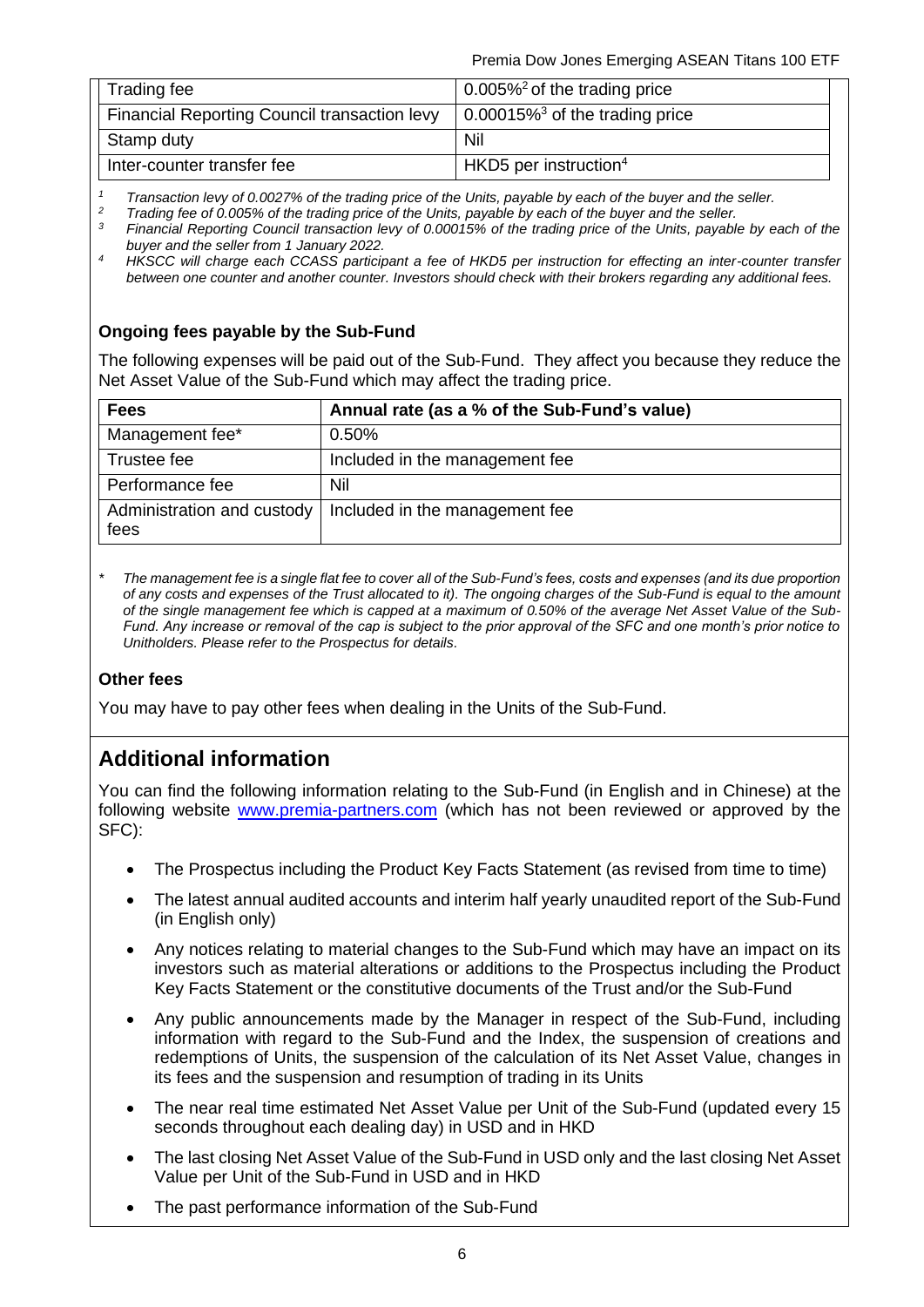| Trading fee | 0.005%[2] of the trading price |
|---|---|
| Financial Reporting Council transaction levy | 0.00015%[3] of the trading price |
| Stamp duty | Nil |
| Inter-counter transfer fee | HKD5 per instruction[4] |

*[1] Transaction levy of 0.0027% of the trading price of the Units, payable by each of the buyer and the seller.*
*[2] Trading fee of 0.005% of the trading price of the Units, payable by each of the buyer and the seller.*
*[3] Financial Reporting Council transaction levy of 0.00015% of the trading price of the Units, payable by each of the buyer and the seller from 1 January 2022.*
*[4] HKSCC will charge each CCASS participant a fee of HKD5 per instruction for effecting an inter-counter transfer between one counter and another counter. Investors should check with their brokers regarding any additional fees.*

**Ongoing fees payable by the Sub-Fund**

The following expenses will be paid out of the Sub-Fund. They affect you because they reduce the Net Asset Value of the Sub-Fund which may affect the trading price.

| Fees | Annual rate (as a % of the Sub-Fund's value) |
|---|---|
| Management fee* | 0.50% |
| Trustee fee | Included in the management fee |
| Performance fee | Nil |
| Administration and custody fees | Included in the management fee |

*\* The management fee is a single flat fee to cover all of the Sub-Fund's fees, costs and expenses (and its due proportion of any costs and expenses of the Trust allocated to it). The ongoing charges of the Sub-Fund is equal to the amount of the single management fee which is capped at a maximum of 0.50% of the average Net Asset Value of the Sub-Fund. Any increase or removal of the cap is subject to the prior approval of the SFC and one month's prior notice to Unitholders. Please refer to the Prospectus for details.*

**Other fees**

You may have to pay other fees when dealing in the Units of the Sub-Fund.

## Additional information

You can find the following information relating to the Sub-Fund (in English and in Chinese) at the following website www.premia-partners.com (which has not been reviewed or approved by the SFC):

- The Prospectus including the Product Key Facts Statement (as revised from time to time)
- The latest annual audited accounts and interim half yearly unaudited report of the Sub-Fund (in English only)
- Any notices relating to material changes to the Sub-Fund which may have an impact on its investors such as material alterations or additions to the Prospectus including the Product Key Facts Statement or the constitutive documents of the Trust and/or the Sub-Fund
- Any public announcements made by the Manager in respect of the Sub-Fund, including information with regard to the Sub-Fund and the Index, the suspension of creations and redemptions of Units, the suspension of the calculation of its Net Asset Value, changes in its fees and the suspension and resumption of trading in its Units
- The near real time estimated Net Asset Value per Unit of the Sub-Fund (updated every 15 seconds throughout each dealing day) in USD and in HKD
- The last closing Net Asset Value of the Sub-Fund in USD only and the last closing Net Asset Value per Unit of the Sub-Fund in USD and in HKD
- The past performance information of the Sub-Fund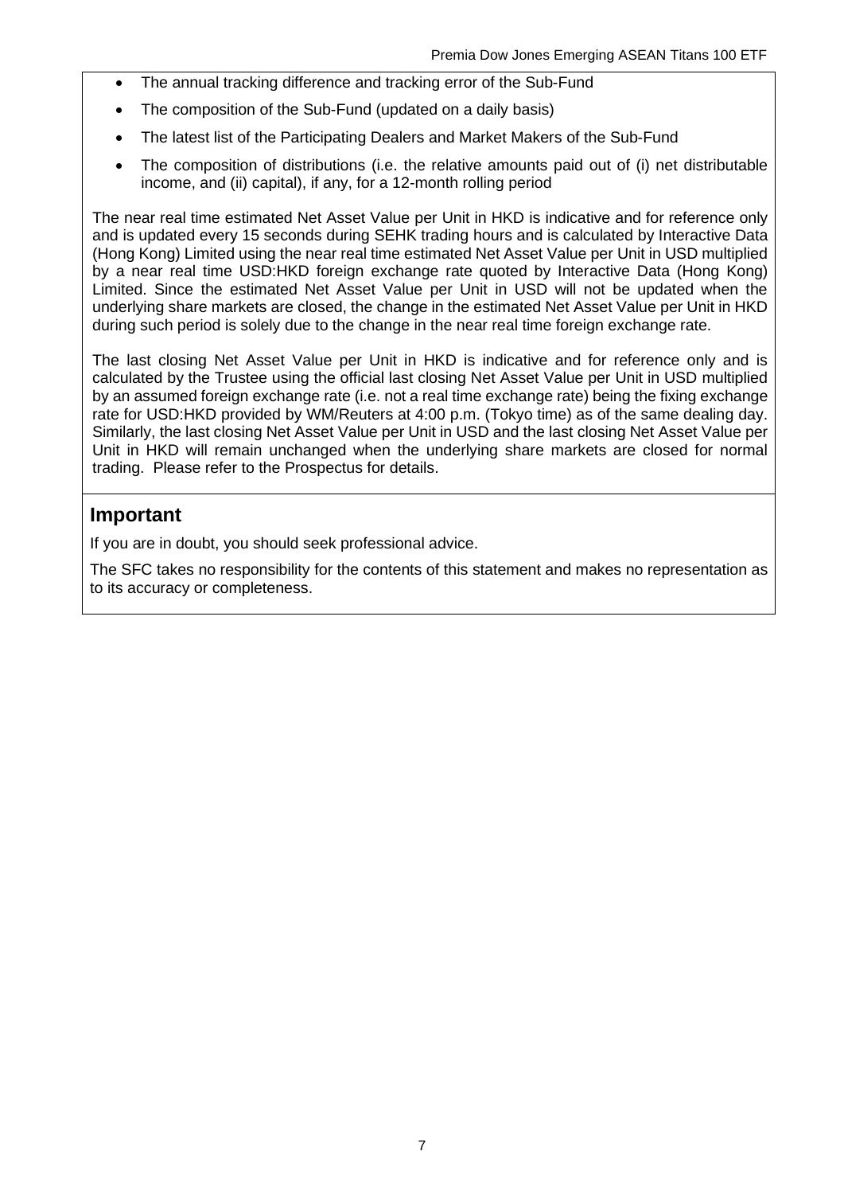- The annual tracking difference and tracking error of the Sub-Fund
- The composition of the Sub-Fund (updated on a daily basis)
- The latest list of the Participating Dealers and Market Makers of the Sub-Fund
- The composition of distributions (i.e. the relative amounts paid out of (i) net distributable income, and (ii) capital), if any, for a 12-month rolling period

The near real time estimated Net Asset Value per Unit in HKD is indicative and for reference only and is updated every 15 seconds during SEHK trading hours and is calculated by Interactive Data (Hong Kong) Limited using the near real time estimated Net Asset Value per Unit in USD multiplied by a near real time USD:HKD foreign exchange rate quoted by Interactive Data (Hong Kong) Limited. Since the estimated Net Asset Value per Unit in USD will not be updated when the underlying share markets are closed, the change in the estimated Net Asset Value per Unit in HKD during such period is solely due to the change in the near real time foreign exchange rate.

The last closing Net Asset Value per Unit in HKD is indicative and for reference only and is calculated by the Trustee using the official last closing Net Asset Value per Unit in USD multiplied by an assumed foreign exchange rate (i.e. not a real time exchange rate) being the fixing exchange rate for USD:HKD provided by WM/Reuters at 4:00 p.m. (Tokyo time) as of the same dealing day. Similarly, the last closing Net Asset Value per Unit in USD and the last closing Net Asset Value per Unit in HKD will remain unchanged when the underlying share markets are closed for normal trading. Please refer to the Prospectus for details.

## Important

If you are in doubt, you should seek professional advice.

The SFC takes no responsibility for the contents of this statement and makes no representation as to its accuracy or completeness.